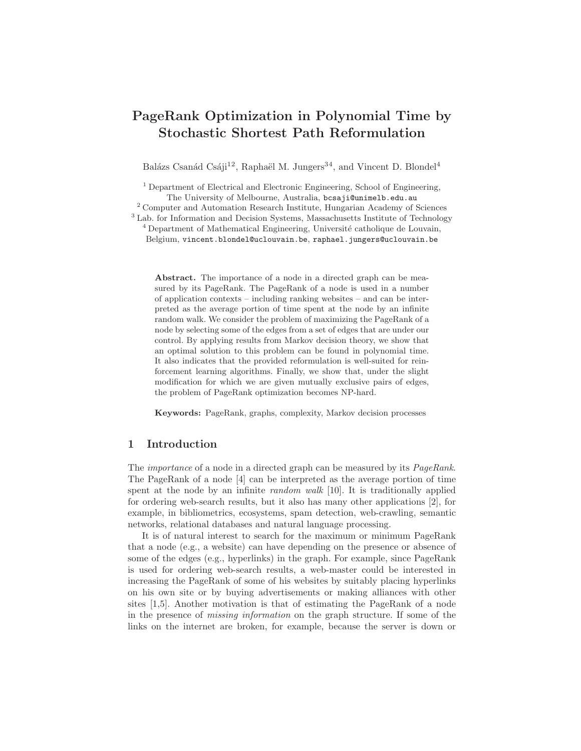# PageRank Optimization in Polynomial Time by Stochastic Shortest Path Reformulation

Balázs Csanád Csáji[12], Raphaël M. Jungers[34], and Vincent D. Blondel[4]

[1] Department of Electrical and Electronic Engineering, School of Engineering, The University of Melbourne, Australia, bcsaji@unimelb.edu.au

[2] Computer and Automation Research Institute, Hungarian Academy of Sciences

[3] Lab. for Information and Decision Systems, Massachusetts Institute of Technology

[4] Department of Mathematical Engineering, Université catholique de Louvain, Belgium, vincent.blondel@uclouvain.be, raphael.jungers@uclouvain.be

**Abstract.** The importance of a node in a directed graph can be measured by its PageRank. The PageRank of a node is used in a number of application contexts – including ranking websites – and can be interpreted as the average portion of time spent at the node by an infinite random walk. We consider the problem of maximizing the PageRank of a node by selecting some of the edges from a set of edges that are under our control. By applying results from Markov decision theory, we show that an optimal solution to this problem can be found in polynomial time. It also indicates that the provided reformulation is well-suited for reinforcement learning algorithms. Finally, we show that, under the slight modification for which we are given mutually exclusive pairs of edges, the problem of PageRank optimization becomes NP-hard.

**Keywords:** PageRank, graphs, complexity, Markov decision processes

## 1 Introduction

The *importance* of a node in a directed graph can be measured by its *PageRank*. The PageRank of a node [4] can be interpreted as the average portion of time spent at the node by an infinite *random walk* [10]. It is traditionally applied for ordering web-search results, but it also has many other applications [2], for example, in bibliometrics, ecosystems, spam detection, web-crawling, semantic networks, relational databases and natural language processing.

It is of natural interest to search for the maximum or minimum PageRank that a node (e.g., a website) can have depending on the presence or absence of some of the edges (e.g., hyperlinks) in the graph. For example, since PageRank is used for ordering web-search results, a web-master could be interested in increasing the PageRank of some of his websites by suitably placing hyperlinks on his own site or by buying advertisements or making alliances with other sites [1,5]. Another motivation is that of estimating the PageRank of a node in the presence of *missing information* on the graph structure. If some of the links on the internet are broken, for example, because the server is down or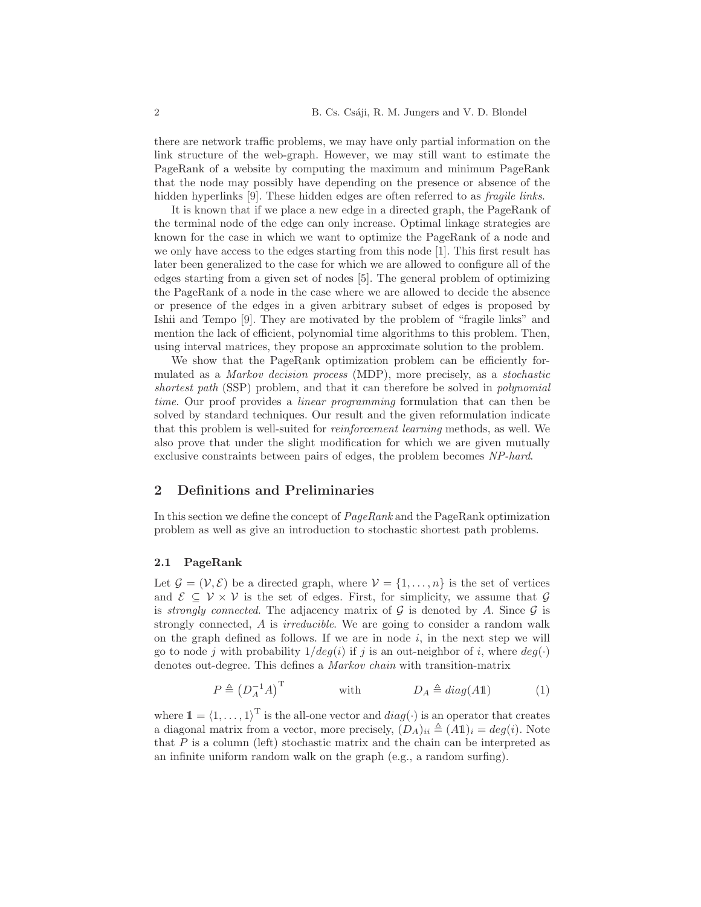there are network traffic problems, we may have only partial information on the link structure of the web-graph. However, we may still want to estimate the PageRank of a website by computing the maximum and minimum PageRank that the node may possibly have depending on the presence or absence of the hidden hyperlinks [9]. These hidden edges are often referred to as *fragile links*.

It is known that if we place a new edge in a directed graph, the PageRank of the terminal node of the edge can only increase. Optimal linkage strategies are known for the case in which we want to optimize the PageRank of a node and we only have access to the edges starting from this node [1]. This first result has later been generalized to the case for which we are allowed to configure all of the edges starting from a given set of nodes [5]. The general problem of optimizing the PageRank of a node in the case where we are allowed to decide the absence or presence of the edges in a given arbitrary subset of edges is proposed by Ishii and Tempo [9]. They are motivated by the problem of "fragile links" and mention the lack of efficient, polynomial time algorithms to this problem. Then, using interval matrices, they propose an approximate solution to the problem.

We show that the PageRank optimization problem can be efficiently formulated as a *Markov decision process* (MDP), more precisely, as a *stochastic shortest path* (SSP) problem, and that it can therefore be solved in *polynomial time*. Our proof provides a *linear programming* formulation that can then be solved by standard techniques. Our result and the given reformulation indicate that this problem is well-suited for *reinforcement learning* methods, as well. We also prove that under the slight modification for which we are given mutually exclusive constraints between pairs of edges, the problem becomes *NP-hard*.

## 2 Definitions and Preliminaries

In this section we define the concept of *PageRank* and the PageRank optimization problem as well as give an introduction to stochastic shortest path problems.

### 2.1 PageRank

Let $\mathcal{G} = (\mathcal{V}, \mathcal{E})$ be a directed graph, where $\mathcal{V} = \{1, \dots, n\}$ is the set of vertices and $\mathcal{E} \subseteq \mathcal{V} \times \mathcal{V}$ is the set of edges. First, for simplicity, we assume that $\mathcal{G}$ is *strongly connected*. The adjacency matrix of $\mathcal{G}$ is denoted by $A$. Since $\mathcal{G}$ is strongly connected, $A$ is *irreducible*. We are going to consider a random walk on the graph defined as follows. If we are in node $i$, in the next step we will go to node $j$ with probability $1/deg(i)$ if $j$ is an out-neighbor of $i$, where $deg(\cdot)$ denotes out-degree. This defines a *Markov chain* with transition-matrix

$$P \triangleq \left(D_A^{-1} A\right)^{\mathrm{T}} \qquad \text{with} \qquad D_A \triangleq diag(A\mathbb{1}) \tag{1}$$

where $\mathbb{1} = \langle 1, \dots, 1 \rangle^{\mathrm{T}}$ is the all-one vector and $diag(\cdot)$ is an operator that creates a diagonal matrix from a vector, more precisely, $(D_A)_{ii} \triangleq (A\mathbb{1})_i = deg(i)$. Note that $P$ is a column (left) stochastic matrix and the chain can be interpreted as an infinite uniform random walk on the graph (e.g., a random surfing).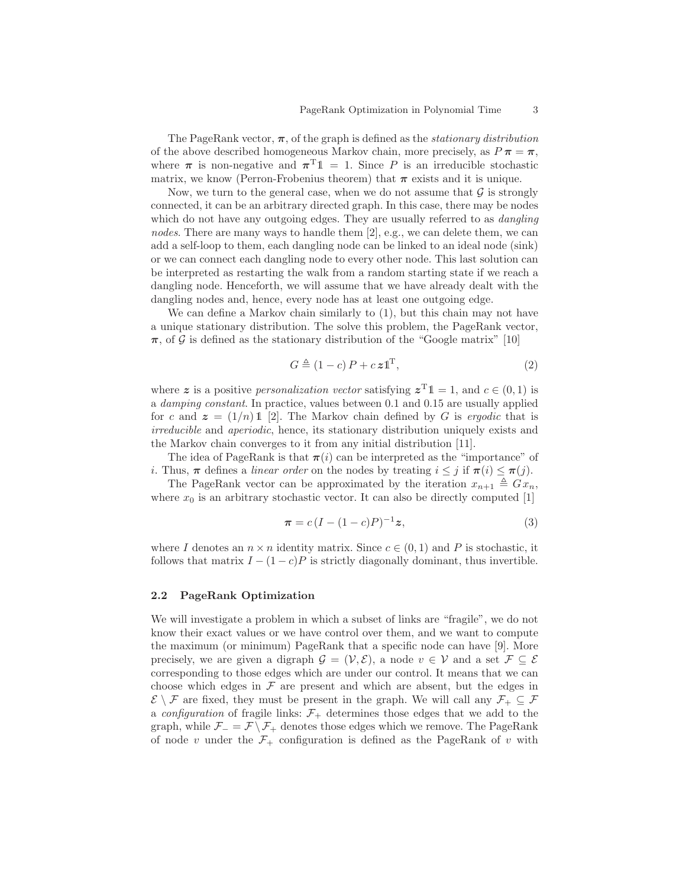The PageRank vector, $\boldsymbol{\pi}$, of the graph is defined as the *stationary distribution* of the above described homogeneous Markov chain, more precisely, as $P\,\boldsymbol{\pi} = \boldsymbol{\pi}$, where $\boldsymbol{\pi}$ is non-negative and $\boldsymbol{\pi}^{\mathrm{T}}\mathbb{1} = 1$. Since $P$ is an irreducible stochastic matrix, we know (Perron-Frobenius theorem) that $\boldsymbol{\pi}$ exists and it is unique.

Now, we turn to the general case, when we do not assume that $\mathcal{G}$ is strongly connected, it can be an arbitrary directed graph. In this case, there may be nodes which do not have any outgoing edges. They are usually referred to as *dangling nodes*. There are many ways to handle them [2], e.g., we can delete them, we can add a self-loop to them, each dangling node can be linked to an ideal node (sink) or we can connect each dangling node to every other node. This last solution can be interpreted as restarting the walk from a random starting state if we reach a dangling node. Henceforth, we will assume that we have already dealt with the dangling nodes and, hence, every node has at least one outgoing edge.

We can define a Markov chain similarly to (1), but this chain may not have a unique stationary distribution. The solve this problem, the PageRank vector, $\boldsymbol{\pi}$, of $\mathcal{G}$ is defined as the stationary distribution of the "Google matrix" [10]

$$G \triangleq (1-c)\,P + c\,\boldsymbol{z}\mathbb{1}^{\mathrm{T}}, \tag{2}$$

where $\boldsymbol{z}$ is a positive *personalization vector* satisfying $\boldsymbol{z}^{\mathrm{T}}\mathbb{1} = 1$, and $c \in (0, 1)$ is a *damping constant*. In practice, values between 0.1 and 0.15 are usually applied for $c$ and $\boldsymbol{z} = (1/n)\,\mathbb{1}$ [2]. The Markov chain defined by $G$ is *ergodic* that is *irreducible* and *aperiodic*, hence, its stationary distribution uniquely exists and the Markov chain converges to it from any initial distribution [11].

The idea of PageRank is that $\boldsymbol{\pi}(i)$ can be interpreted as the "importance" of $i$. Thus, $\boldsymbol{\pi}$ defines a *linear order* on the nodes by treating $i \leq j$ if $\boldsymbol{\pi}(i) \leq \boldsymbol{\pi}(j)$.

The PageRank vector can be approximated by the iteration $x_{n+1} \triangleq G\,x_n$, where $x_0$ is an arbitrary stochastic vector. It can also be directly computed [1]

$$\boldsymbol{\pi} = c\,(I - (1-c)P)^{-1}\boldsymbol{z}, \tag{3}$$

where $I$ denotes an $n \times n$ identity matrix. Since $c \in (0, 1)$ and $P$ is stochastic, it follows that matrix $I - (1-c)P$ is strictly diagonally dominant, thus invertible.

### 2.2 PageRank Optimization

We will investigate a problem in which a subset of links are "fragile", we do not know their exact values or we have control over them, and we want to compute the maximum (or minimum) PageRank that a specific node can have [9]. More precisely, we are given a digraph $\mathcal{G} = (\mathcal{V}, \mathcal{E})$, a node $v \in \mathcal{V}$ and a set $\mathcal{F} \subseteq \mathcal{E}$ corresponding to those edges which are under our control. It means that we can choose which edges in $\mathcal{F}$ are present and which are absent, but the edges in $\mathcal{E} \setminus \mathcal{F}$ are fixed, they must be present in the graph. We will call any $\mathcal{F}_+ \subseteq \mathcal{F}$ a *configuration* of fragile links: $\mathcal{F}_+$ determines those edges that we add to the graph, while $\mathcal{F}_- = \mathcal{F} \setminus \mathcal{F}_+$ denotes those edges which we remove. The PageRank of node $v$ under the $\mathcal{F}_+$ configuration is defined as the PageRank of $v$ with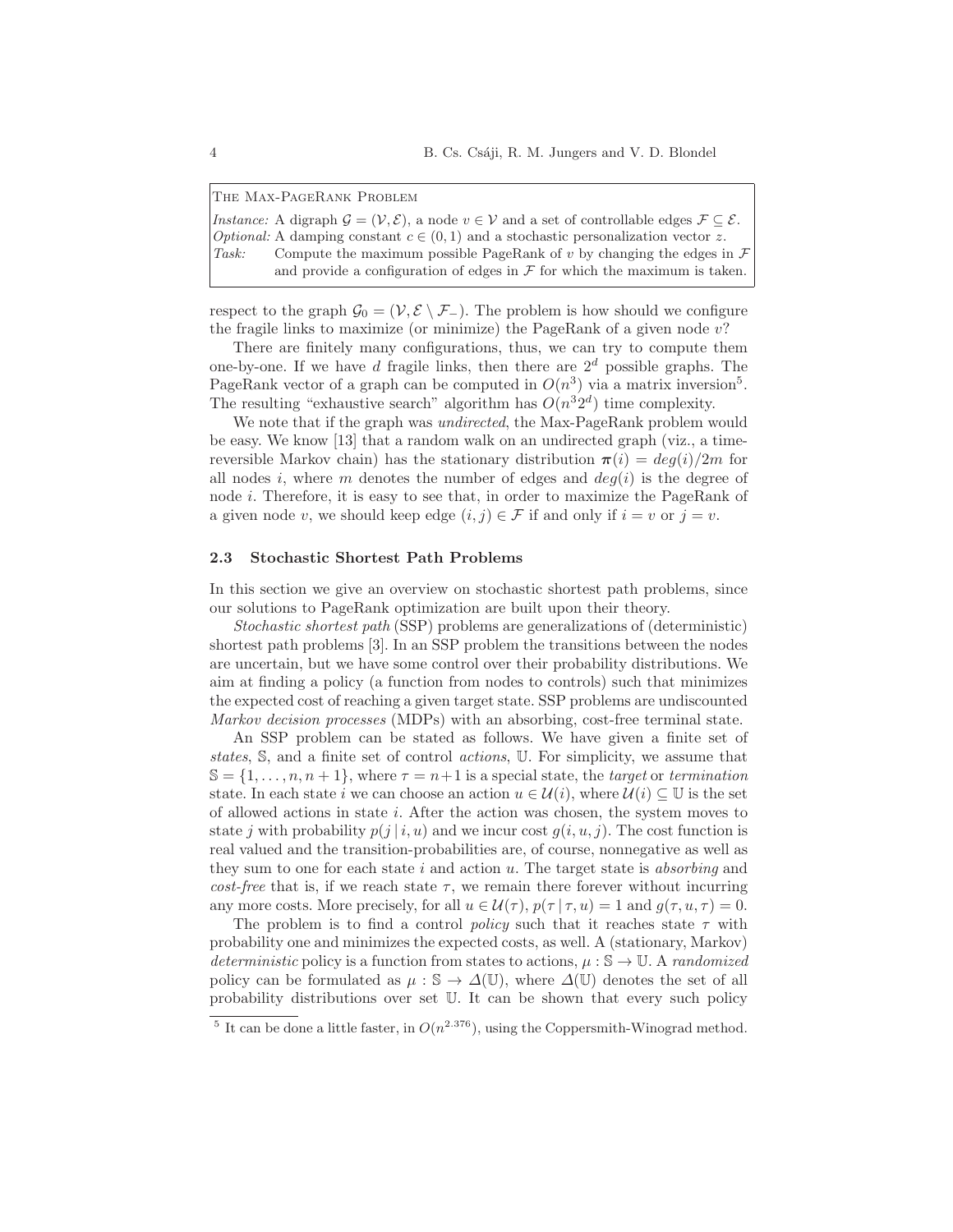THE MAX-PAGERANK PROBLEM

*Instance:* A digraph $\mathcal{G} = (\mathcal{V}, \mathcal{E})$, a node $v \in \mathcal{V}$ and a set of controllable edges $\mathcal{F} \subseteq \mathcal{E}$.
*Optional:* A damping constant $c \in (0, 1)$ and a stochastic personalization vector $z$.
*Task:* Compute the maximum possible PageRank of $v$ by changing the edges in $\mathcal{F}$ and provide a configuration of edges in $\mathcal{F}$ for which the maximum is taken.

respect to the graph $\mathcal{G}_0 = (\mathcal{V}, \mathcal{E} \setminus \mathcal{F}_-)$. The problem is how should we configure the fragile links to maximize (or minimize) the PageRank of a given node $v$?

There are finitely many configurations, thus, we can try to compute them one-by-one. If we have $d$ fragile links, then there are $2^d$ possible graphs. The PageRank vector of a graph can be computed in $O(n^3)$ via a matrix inversion[5]. The resulting "exhaustive search" algorithm has $O(n^3 2^d)$ time complexity.

We note that if the graph was *undirected*, the Max-PageRank problem would be easy. We know [13] that a random walk on an undirected graph (viz., a time-reversible Markov chain) has the stationary distribution $\boldsymbol{\pi}(i) = deg(i)/2m$ for all nodes $i$, where $m$ denotes the number of edges and $deg(i)$ is the degree of node $i$. Therefore, it is easy to see that, in order to maximize the PageRank of a given node $v$, we should keep edge $(i, j) \in \mathcal{F}$ if and only if $i = v$ or $j = v$.

### 2.3 Stochastic Shortest Path Problems

In this section we give an overview on stochastic shortest path problems, since our solutions to PageRank optimization are built upon their theory.

*Stochastic shortest path* (SSP) problems are generalizations of (deterministic) shortest path problems [3]. In an SSP problem the transitions between the nodes are uncertain, but we have some control over their probability distributions. We aim at finding a policy (a function from nodes to controls) such that minimizes the expected cost of reaching a given target state. SSP problems are undiscounted *Markov decision processes* (MDPs) with an absorbing, cost-free terminal state.

An SSP problem can be stated as follows. We have given a finite set of *states*, $\mathbb{S}$, and a finite set of control *actions*, $\mathbb{U}$. For simplicity, we assume that $\mathbb{S} = \{1, \dots, n, n+1\}$, where $\tau = n+1$ is a special state, the *target* or *termination* state. In each state $i$ we can choose an action $u \in \mathcal{U}(i)$, where $\mathcal{U}(i) \subseteq \mathbb{U}$ is the set of allowed actions in state $i$. After the action was chosen, the system moves to state $j$ with probability $p(j \,|\, i, u)$ and we incur cost $g(i, u, j)$. The cost function is real valued and the transition-probabilities are, of course, nonnegative as well as they sum to one for each state $i$ and action $u$. The target state is *absorbing* and *cost-free* that is, if we reach state $\tau$, we remain there forever without incurring any more costs. More precisely, for all $u \in \mathcal{U}(\tau)$, $p(\tau \,|\, \tau, u) = 1$ and $g(\tau, u, \tau) = 0$.

The problem is to find a control *policy* such that it reaches state $\tau$ with probability one and minimizes the expected costs, as well. A (stationary, Markov) *deterministic* policy is a function from states to actions, $\mu : \mathbb{S} \to \mathbb{U}$. A *randomized* policy can be formulated as $\mu : \mathbb{S} \to \Delta(\mathbb{U})$, where $\Delta(\mathbb{U})$ denotes the set of all probability distributions over set $\mathbb{U}$. It can be shown that every such policy

[5] It can be done a little faster, in $O(n^{2.376})$, using the Coppersmith-Winograd method.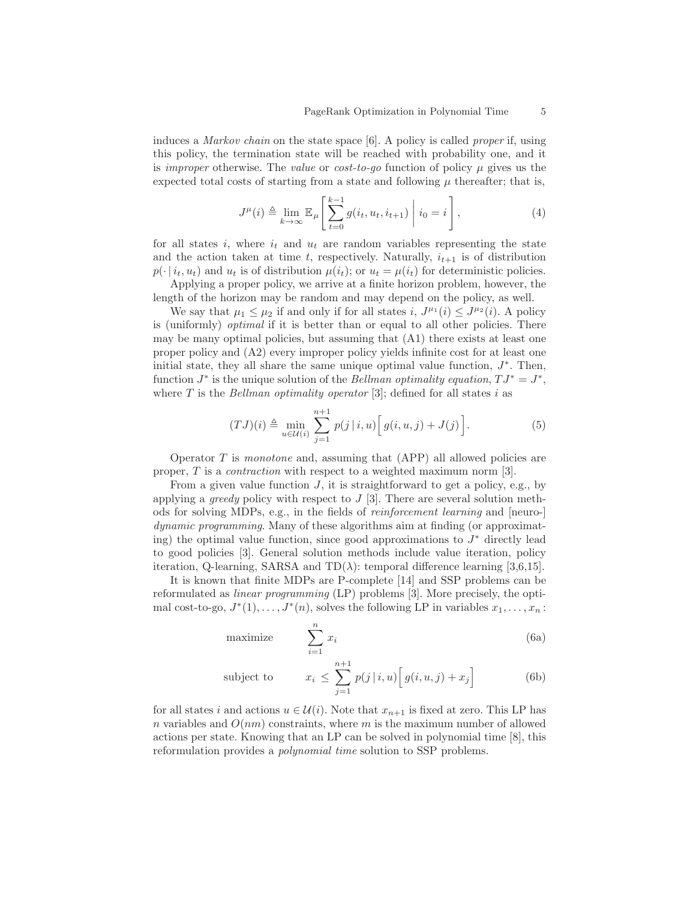induces a *Markov chain* on the state space [6]. A policy is called *proper* if, using this policy, the termination state will be reached with probability one, and it is *improper* otherwise. The *value* or *cost-to-go* function of policy $\mu$ gives us the expected total costs of starting from a state and following $\mu$ thereafter; that is,

$$J^{\mu}(i) \triangleq \lim_{k\to\infty} \mathbb{E}_{\mu}\left[ \sum_{t=0}^{k-1} g(i_t, u_t, i_{t+1}) \;\middle|\; i_0 = i \right], \tag{4}$$

for all states $i$, where $i_t$ and $u_t$ are random variables representing the state and the action taken at time $t$, respectively. Naturally, $i_{t+1}$ is of distribution $p(\cdot \,|\, i_t, u_t)$ and $u_t$ is of distribution $\mu(i_t)$; or $u_t = \mu(i_t)$ for deterministic policies.

Applying a proper policy, we arrive at a finite horizon problem, however, the length of the horizon may be random and may depend on the policy, as well.

We say that $\mu_1 \leq \mu_2$ if and only if for all states $i$, $J^{\mu_1}(i) \leq J^{\mu_2}(i)$. A policy is (uniformly) *optimal* if it is better than or equal to all other policies. There may be many optimal policies, but assuming that (A1) there exists at least one proper policy and (A2) every improper policy yields infinite cost for at least one initial state, they all share the same unique optimal value function, $J^*$. Then, function $J^*$ is the unique solution of the *Bellman optimality equation*, $TJ^* = J^*$, where $T$ is the *Bellman optimality operator* [3]; defined for all states $i$ as

$$(TJ)(i) \triangleq \min_{u\in\mathcal{U}(i)} \sum_{j=1}^{n+1} p(j \,|\, i, u)\Big[\, g(i,u,j) + J(j) \Big]. \tag{5}$$

Operator $T$ is *monotone* and, assuming that (APP) all allowed policies are proper, $T$ is a *contraction* with respect to a weighted maximum norm [3].

From a given value function $J$, it is straightforward to get a policy, e.g., by applying a *greedy* policy with respect to $J$ [3]. There are several solution methods for solving MDPs, e.g., in the fields of *reinforcement learning* and [neuro-] *dynamic programming*. Many of these algorithms aim at finding (or approximating) the optimal value function, since good approximations to $J^*$ directly lead to good policies [3]. General solution methods include value iteration, policy iteration, Q-learning, SARSA and TD($\lambda$): temporal difference learning [3,6,15].

It is known that finite MDPs are P-complete [14] and SSP problems can be reformulated as *linear programming* (LP) problems [3]. More precisely, the optimal cost-to-go, $J^*(1), \dots, J^*(n)$, solves the following LP in variables $x_1, \dots, x_n$ :

$$\text{maximize} \qquad \sum_{i=1}^{n} x_i \tag{6a}$$

$$\text{subject to} \qquad x_i \,\leq\, \sum_{j=1}^{n+1} p(j \,|\, i, u)\Big[\, g(i,u,j) + x_j \Big] \tag{6b}$$

for all states $i$ and actions $u \in \mathcal{U}(i)$. Note that $x_{n+1}$ is fixed at zero. This LP has $n$ variables and $O(nm)$ constraints, where $m$ is the maximum number of allowed actions per state. Knowing that an LP can be solved in polynomial time [8], this reformulation provides a *polynomial time* solution to SSP problems.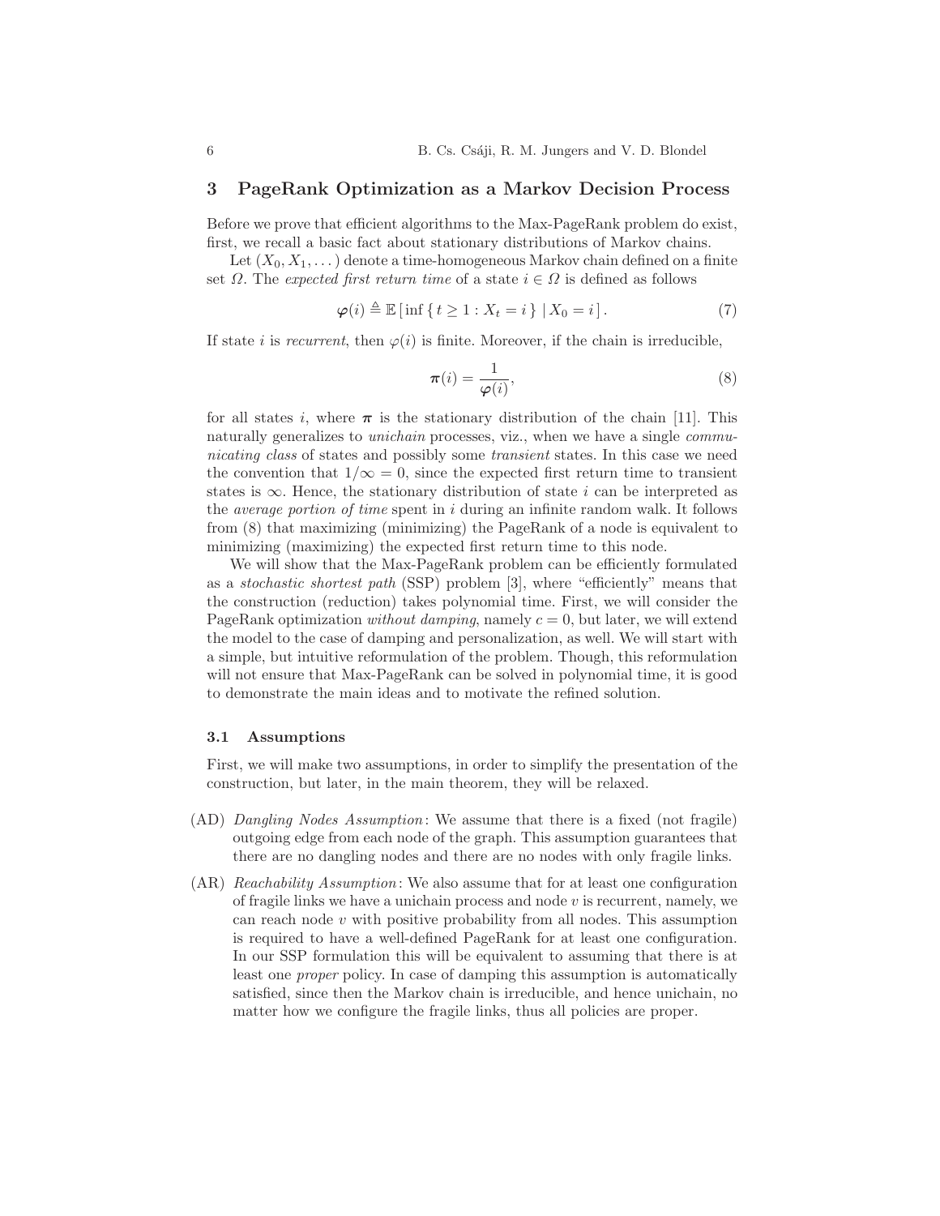## 3 PageRank Optimization as a Markov Decision Process

Before we prove that efficient algorithms to the Max-PageRank problem do exist, first, we recall a basic fact about stationary distributions of Markov chains.

Let $(X_0, X_1, \dots)$ denote a time-homogeneous Markov chain defined on a finite set $\Omega$. The *expected first return time* of a state $i \in \Omega$ is defined as follows

$$\boldsymbol{\varphi}(i) \triangleq \mathbb{E}\left[\, \inf \{\, t \geq 1 : X_t = i \,\} \mid X_0 = i \,\right]. \tag{7}$$

If state $i$ is *recurrent*, then $\varphi(i)$ is finite. Moreover, if the chain is irreducible,

$$\boldsymbol{\pi}(i) = \frac{1}{\boldsymbol{\varphi}(i)}, \tag{8}$$

for all states $i$, where $\boldsymbol{\pi}$ is the stationary distribution of the chain [11]. This naturally generalizes to *unichain* processes, viz., when we have a single *communicating class* of states and possibly some *transient* states. In this case we need the convention that $1/\infty = 0$, since the expected first return time to transient states is $\infty$. Hence, the stationary distribution of state $i$ can be interpreted as the *average portion of time* spent in $i$ during an infinite random walk. It follows from (8) that maximizing (minimizing) the PageRank of a node is equivalent to minimizing (maximizing) the expected first return time to this node.

We will show that the Max-PageRank problem can be efficiently formulated as a *stochastic shortest path* (SSP) problem [3], where "efficiently" means that the construction (reduction) takes polynomial time. First, we will consider the PageRank optimization *without damping*, namely $c = 0$, but later, we will extend the model to the case of damping and personalization, as well. We will start with a simple, but intuitive reformulation of the problem. Though, this reformulation will not ensure that Max-PageRank can be solved in polynomial time, it is good to demonstrate the main ideas and to motivate the refined solution.

### 3.1 Assumptions

First, we will make two assumptions, in order to simplify the presentation of the construction, but later, in the main theorem, they will be relaxed.

- (AD) *Dangling Nodes Assumption*: We assume that there is a fixed (not fragile) outgoing edge from each node of the graph. This assumption guarantees that there are no dangling nodes and there are no nodes with only fragile links.
- (AR) *Reachability Assumption*: We also assume that for at least one configuration of fragile links we have a unichain process and node $v$ is recurrent, namely, we can reach node $v$ with positive probability from all nodes. This assumption is required to have a well-defined PageRank for at least one configuration. In our SSP formulation this will be equivalent to assuming that there is at least one *proper* policy. In case of damping this assumption is automatically satisfied, since then the Markov chain is irreducible, and hence unichain, no matter how we configure the fragile links, thus all policies are proper.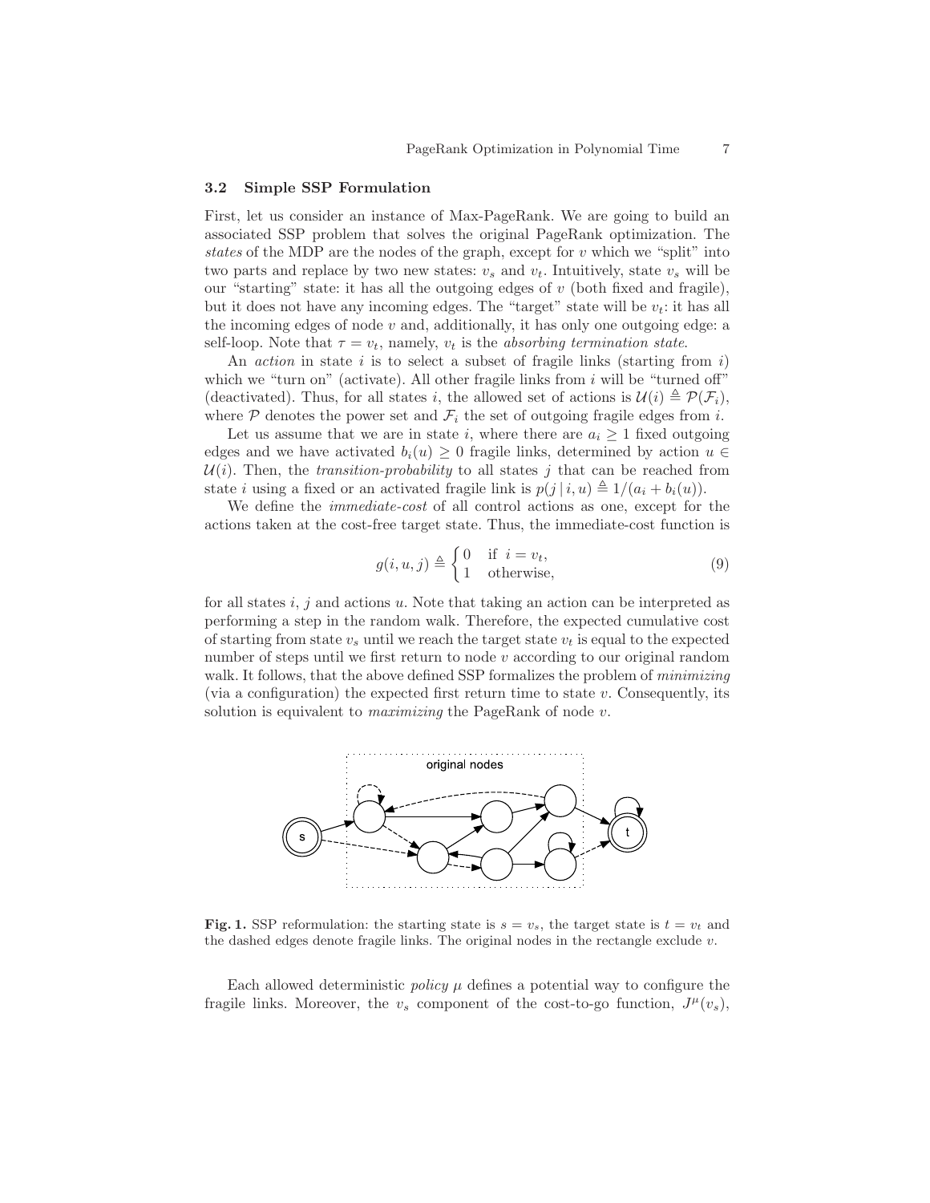### 3.2 Simple SSP Formulation

First, let us consider an instance of Max-PageRank. We are going to build an associated SSP problem that solves the original PageRank optimization. The *states* of the MDP are the nodes of the graph, except for $v$ which we "split" into two parts and replace by two new states: $v_s$ and $v_t$. Intuitively, state $v_s$ will be our "starting" state: it has all the outgoing edges of $v$ (both fixed and fragile), but it does not have any incoming edges. The "target" state will be $v_t$: it has all the incoming edges of node $v$ and, additionally, it has only one outgoing edge: a self-loop. Note that $\tau = v_t$, namely, $v_t$ is the *absorbing termination state*.

An *action* in state $i$ is to select a subset of fragile links (starting from $i$) which we "turn on" (activate). All other fragile links from $i$ will be "turned off" (deactivated). Thus, for all states $i$, the allowed set of actions is $\mathcal{U}(i) \triangleq \mathcal{P}(\mathcal{F}_i)$, where $\mathcal{P}$ denotes the power set and $\mathcal{F}_i$ the set of outgoing fragile edges from $i$.

Let us assume that we are in state $i$, where there are $a_i \geq 1$ fixed outgoing edges and we have activated $b_i(u) \geq 0$ fragile links, determined by action $u \in \mathcal{U}(i)$. Then, the *transition-probability* to all states $j$ that can be reached from state $i$ using a fixed or an activated fragile link is $p(j \,|\, i, u) \triangleq 1/(a_i + b_i(u))$.

We define the *immediate-cost* of all control actions as one, except for the actions taken at the cost-free target state. Thus, the immediate-cost function is

$$g(i, u, j) \triangleq \begin{cases} 0 & \text{if } \ i = v_t, \\ 1 & \text{otherwise,} \end{cases} \tag{9}$$

for all states $i$, $j$ and actions $u$. Note that taking an action can be interpreted as performing a step in the random walk. Therefore, the expected cumulative cost of starting from state $v_s$ until we reach the target state $v_t$ is equal to the expected number of steps until we first return to node $v$ according to our original random walk. It follows, that the above defined SSP formalizes the problem of *minimizing* (via a configuration) the expected first return time to state $v$. Consequently, its solution is equivalent to *maximizing* the PageRank of node $v$.

**Fig. 1.** SSP reformulation: the starting state is $s = v_s$, the target state is $t = v_t$ and the dashed edges denote fragile links. The original nodes in the rectangle exclude $v$.

Each allowed deterministic *policy* $\mu$ defines a potential way to configure the fragile links. Moreover, the $v_s$ component of the cost-to-go function, $J^{\mu}(v_s)$,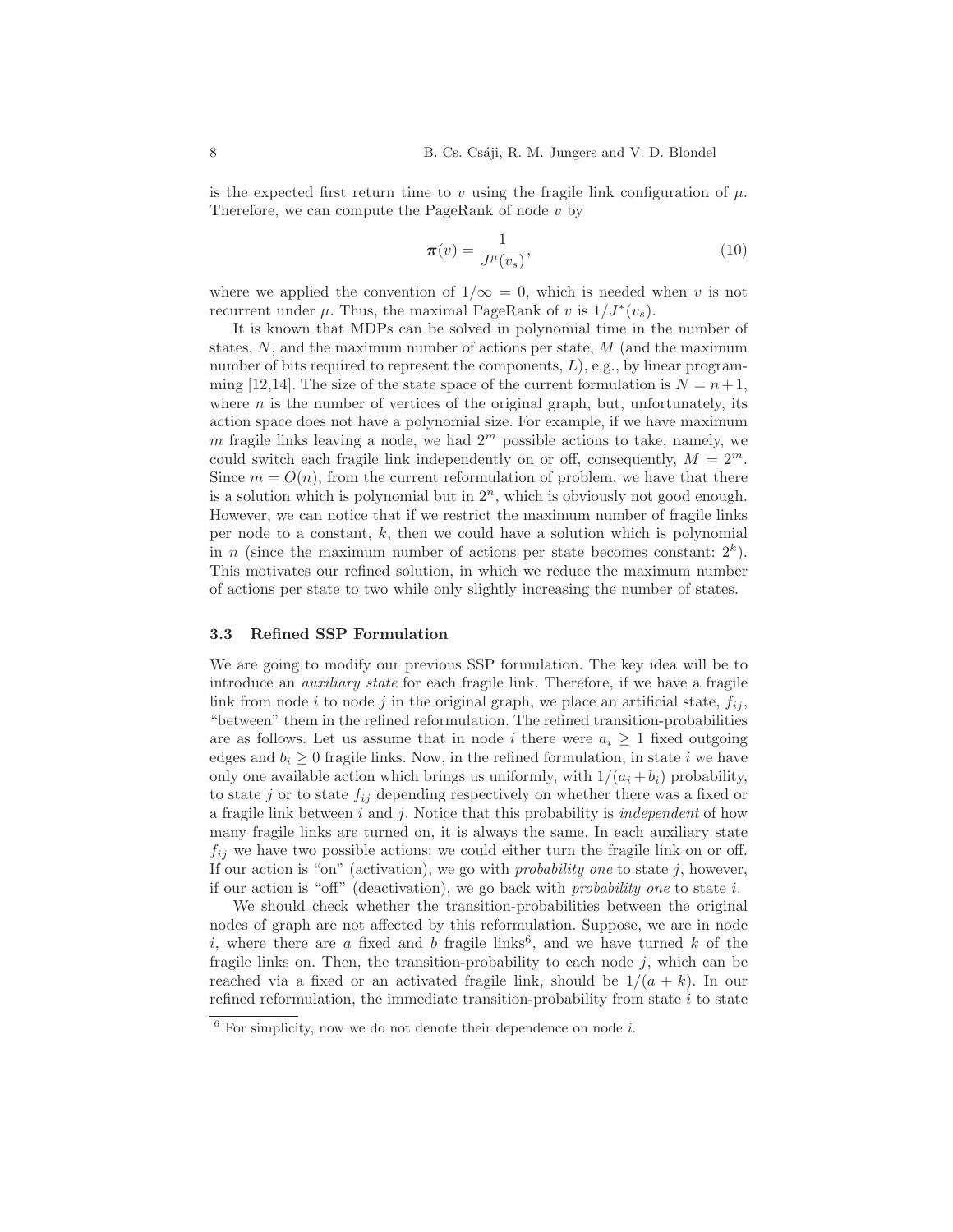is the expected first return time to $v$ using the fragile link configuration of $\mu$. Therefore, we can compute the PageRank of node $v$ by

$$\boldsymbol{\pi}(v) = \frac{1}{J^{\mu}(v_s)}, \tag{10}$$

where we applied the convention of $1/\infty = 0$, which is needed when $v$ is not recurrent under $\mu$. Thus, the maximal PageRank of $v$ is $1/J^{*}(v_s)$.

It is known that MDPs can be solved in polynomial time in the number of states, $N$, and the maximum number of actions per state, $M$ (and the maximum number of bits required to represent the components, $L$), e.g., by linear programming [12,14]. The size of the state space of the current formulation is $N = n+1$, where $n$ is the number of vertices of the original graph, but, unfortunately, its action space does not have a polynomial size. For example, if we have maximum $m$ fragile links leaving a node, we had $2^m$ possible actions to take, namely, we could switch each fragile link independently on or off, consequently, $M = 2^m$. Since $m = O(n)$, from the current reformulation of problem, we have that there is a solution which is polynomial but in $2^n$, which is obviously not good enough. However, we can notice that if we restrict the maximum number of fragile links per node to a constant, $k$, then we could have a solution which is polynomial in $n$ (since the maximum number of actions per state becomes constant: $2^k$). This motivates our refined solution, in which we reduce the maximum number of actions per state to two while only slightly increasing the number of states.

### 3.3 Refined SSP Formulation

We are going to modify our previous SSP formulation. The key idea will be to introduce an *auxiliary state* for each fragile link. Therefore, if we have a fragile link from node $i$ to node $j$ in the original graph, we place an artificial state, $f_{ij}$, "between" them in the refined reformulation. The refined transition-probabilities are as follows. Let us assume that in node $i$ there were $a_i \geq 1$ fixed outgoing edges and $b_i \geq 0$ fragile links. Now, in the refined formulation, in state $i$ we have only one available action which brings us uniformly, with $1/(a_i + b_i)$ probability, to state $j$ or to state $f_{ij}$ depending respectively on whether there was a fixed or a fragile link between $i$ and $j$. Notice that this probability is *independent* of how many fragile links are turned on, it is always the same. In each auxiliary state $f_{ij}$ we have two possible actions: we could either turn the fragile link on or off. If our action is "on" (activation), we go with *probability one* to state $j$, however, if our action is "off" (deactivation), we go back with *probability one* to state $i$.

We should check whether the transition-probabilities between the original nodes of graph are not affected by this reformulation. Suppose, we are in node $i$, where there are $a$ fixed and $b$ fragile links[6], and we have turned $k$ of the fragile links on. Then, the transition-probability to each node $j$, which can be reached via a fixed or an activated fragile link, should be $1/(a + k)$. In our refined reformulation, the immediate transition-probability from state $i$ to state

[6] For simplicity, now we do not denote their dependence on node $i$.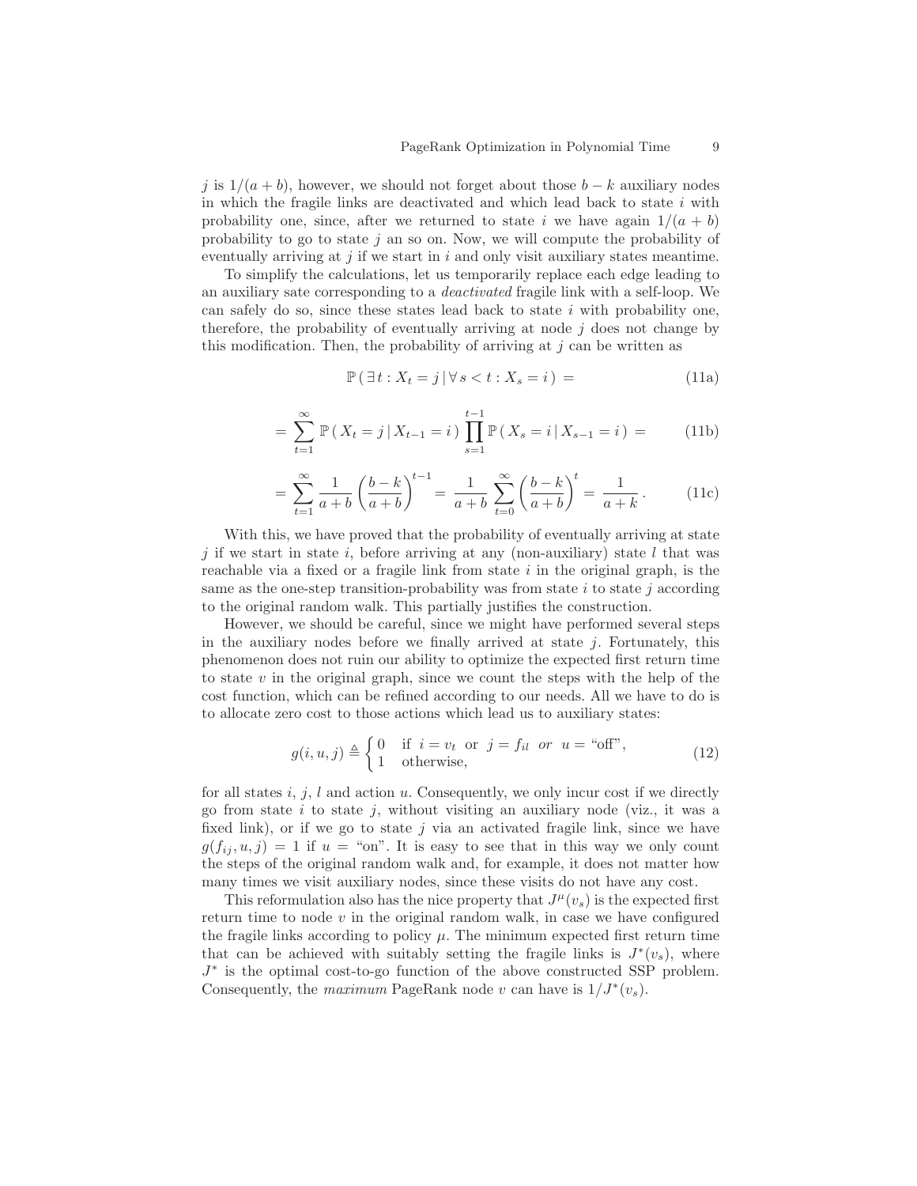$j$ is $1/(a+b)$, however, we should not forget about those $b-k$ auxiliary nodes in which the fragile links are deactivated and which lead back to state $i$ with probability one, since, after we returned to state $i$ we have again $1/(a+b)$ probability to go to state $j$ an so on. Now, we will compute the probability of eventually arriving at $j$ if we start in $i$ and only visit auxiliary states meantime.

To simplify the calculations, let us temporarily replace each edge leading to an auxiliary sate corresponding to a *deactivated* fragile link with a self-loop. We can safely do so, since these states lead back to state $i$ with probability one, therefore, the probability of eventually arriving at node $j$ does not change by this modification. Then, the probability of arriving at $j$ can be written as

$$\mathbb{P}\,(\,\exists\, t : X_t = j \,|\, \forall\, s < t : X_s = i\,) \; = \tag{11a}$$

$$= \sum_{t=1}^{\infty} \mathbb{P}\,(\,X_t = j \,|\, X_{t-1} = i\,) \prod_{s=1}^{t-1} \mathbb{P}\,(\,X_s = i \,|\, X_{s-1} = i\,) \; = \tag{11b}$$

$$= \sum_{t=1}^{\infty} \frac{1}{a+b}\left(\frac{b-k}{a+b}\right)^{t-1} = \frac{1}{a+b}\sum_{t=0}^{\infty}\left(\frac{b-k}{a+b}\right)^{t} = \frac{1}{a+k}\,. \tag{11c}$$

With this, we have proved that the probability of eventually arriving at state $j$ if we start in state $i$, before arriving at any (non-auxiliary) state $l$ that was reachable via a fixed or a fragile link from state $i$ in the original graph, is the same as the one-step transition-probability was from state $i$ to state $j$ according to the original random walk. This partially justifies the construction.

However, we should be careful, since we might have performed several steps in the auxiliary nodes before we finally arrived at state $j$. Fortunately, this phenomenon does not ruin our ability to optimize the expected first return time to state $v$ in the original graph, since we count the steps with the help of the cost function, which can be refined according to our needs. All we have to do is to allocate zero cost to those actions which lead us to auxiliary states:

$$g(i,u,j) \triangleq \begin{cases} 0 & \text{if } \; i = v_t \; \text{ or } \; j = f_{il} \;\; \textit{or} \;\; u = \text{“off”}, \\ 1 & \text{otherwise}, \end{cases} \tag{12}$$

for all states $i$, $j$, $l$ and action $u$. Consequently, we only incur cost if we directly go from state $i$ to state $j$, without visiting an auxiliary node (viz., it was a fixed link), or if we go to state $j$ via an activated fragile link, since we have $g(f_{ij},u,j) = 1$ if $u =$ “on”. It is easy to see that in this way we only count the steps of the original random walk and, for example, it does not matter how many times we visit auxiliary nodes, since these visits do not have any cost.

This reformulation also has the nice property that $J^{\mu}(v_s)$ is the expected first return time to node $v$ in the original random walk, in case we have configured the fragile links according to policy $\mu$. The minimum expected first return time that can be achieved with suitably setting the fragile links is $J^{*}(v_s)$, where $J^{*}$ is the optimal cost-to-go function of the above constructed SSP problem. Consequently, the *maximum* PageRank node $v$ can have is $1/J^{*}(v_s)$.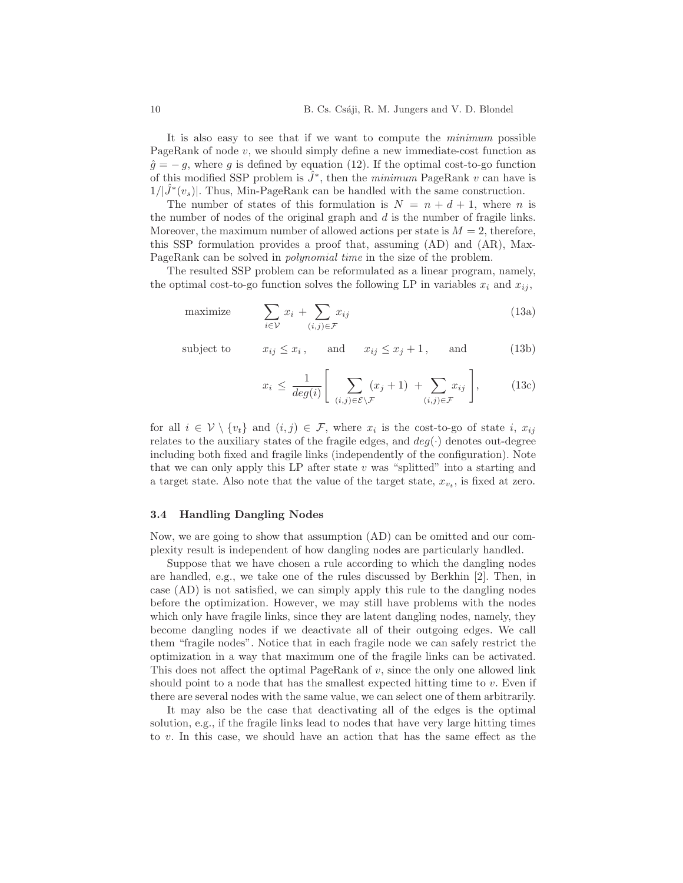It is also easy to see that if we want to compute the *minimum* possible PageRank of node $v$, we should simply define a new immediate-cost function as $\hat{g} = -g$, where $g$ is defined by equation (12). If the optimal cost-to-go function of this modified SSP problem is $\hat{J}^*$, then the *minimum* PageRank $v$ can have is $1/|\hat{J}^*(v_s)|$. Thus, Min-PageRank can be handled with the same construction.

The number of states of this formulation is $N = n + d + 1$, where $n$ is the number of nodes of the original graph and $d$ is the number of fragile links. Moreover, the maximum number of allowed actions per state is $M = 2$, therefore, this SSP formulation provides a proof that, assuming (AD) and (AR), Max-PageRank can be solved in *polynomial time* in the size of the problem.

The resulted SSP problem can be reformulated as a linear program, namely, the optimal cost-to-go function solves the following LP in variables $x_i$ and $x_{ij}$,

$$\text{maximize} \qquad \sum_{i \in \mathcal{V}} x_i + \sum_{(i,j) \in \mathcal{F}} x_{ij} \tag{13a}$$

$$\text{subject to} \qquad x_{ij} \leq x_i \,, \qquad \text{and} \qquad x_{ij} \leq x_j + 1 \,, \qquad \text{and} \tag{13b}$$

$$x_i \leq \frac{1}{deg(i)} \Bigg[ \sum_{(i,j) \in \mathcal{E} \setminus \mathcal{F}} (x_j + 1) \; + \sum_{(i,j) \in \mathcal{F}} x_{ij} \Bigg], \tag{13c}$$

for all $i \in \mathcal{V} \setminus \{v_t\}$ and $(i,j) \in \mathcal{F}$, where $x_i$ is the cost-to-go of state $i$, $x_{ij}$ relates to the auxiliary states of the fragile edges, and $deg(\cdot)$ denotes out-degree including both fixed and fragile links (independently of the configuration). Note that we can only apply this LP after state $v$ was "splitted" into a starting and a target state. Also note that the value of the target state, $x_{v_t}$, is fixed at zero.

### 3.4 Handling Dangling Nodes

Now, we are going to show that assumption (AD) can be omitted and our complexity result is independent of how dangling nodes are particularly handled.

Suppose that we have chosen a rule according to which the dangling nodes are handled, e.g., we take one of the rules discussed by Berkhin [2]. Then, in case (AD) is not satisfied, we can simply apply this rule to the dangling nodes before the optimization. However, we may still have problems with the nodes which only have fragile links, since they are latent dangling nodes, namely, they become dangling nodes if we deactivate all of their outgoing edges. We call them "fragile nodes". Notice that in each fragile node we can safely restrict the optimization in a way that maximum one of the fragile links can be activated. This does not affect the optimal PageRank of $v$, since the only one allowed link should point to a node that has the smallest expected hitting time to $v$. Even if there are several nodes with the same value, we can select one of them arbitrarily.

It may also be the case that deactivating all of the edges is the optimal solution, e.g., if the fragile links lead to nodes that have very large hitting times to $v$. In this case, we should have an action that has the same effect as the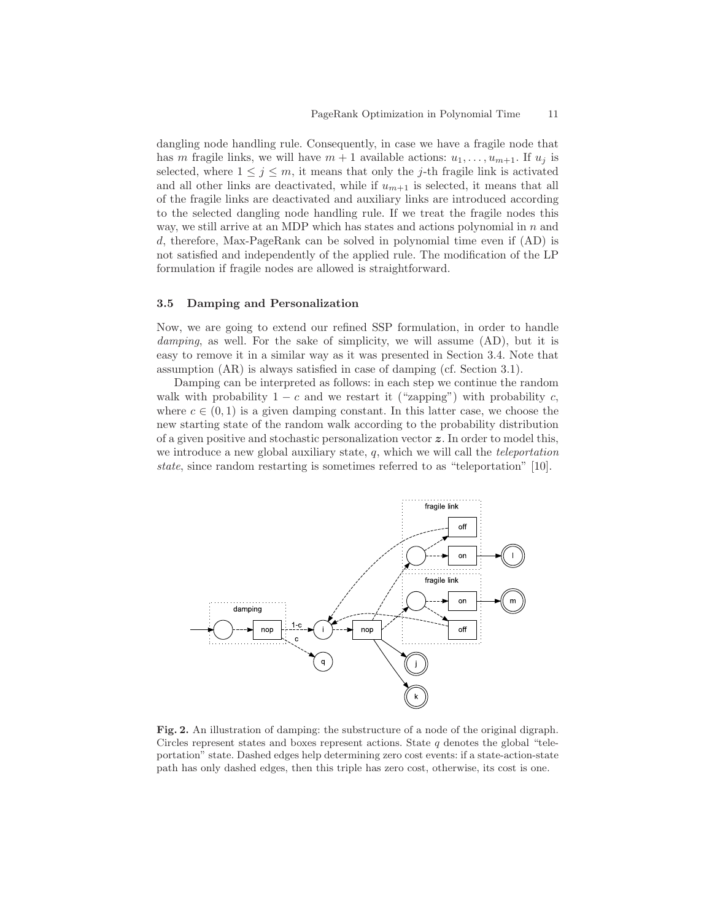dangling node handling rule. Consequently, in case we have a fragile node that has $m$ fragile links, we will have $m+1$ available actions: $u_1, \dots, u_{m+1}$. If $u_j$ is selected, where $1 \leq j \leq m$, it means that only the $j$-th fragile link is activated and all other links are deactivated, while if $u_{m+1}$ is selected, it means that all of the fragile links are deactivated and auxiliary links are introduced according to the selected dangling node handling rule. If we treat the fragile nodes this way, we still arrive at an MDP which has states and actions polynomial in $n$ and $d$, therefore, Max-PageRank can be solved in polynomial time even if (AD) is not satisfied and independently of the applied rule. The modification of the LP formulation if fragile nodes are allowed is straightforward.

### 3.5 Damping and Personalization

Now, we are going to extend our refined SSP formulation, in order to handle *damping*, as well. For the sake of simplicity, we will assume (AD), but it is easy to remove it in a similar way as it was presented in Section 3.4. Note that assumption (AR) is always satisfied in case of damping (cf. Section 3.1).

Damping can be interpreted as follows: in each step we continue the random walk with probability $1-c$ and we restart it ("zapping") with probability $c$, where $c \in (0,1)$ is a given damping constant. In this latter case, we choose the new starting state of the random walk according to the probability distribution of a given positive and stochastic personalization vector $\boldsymbol{z}$. In order to model this, we introduce a new global auxiliary state, $q$, which we will call the *teleportation state*, since random restarting is sometimes referred to as "teleportation" [10].

**Fig. 2.** An illustration of damping: the substructure of a node of the original digraph. Circles represent states and boxes represent actions. State $q$ denotes the global "teleportation" state. Dashed edges help determining zero cost events: if a state-action-state path has only dashed edges, then this triple has zero cost, otherwise, its cost is one.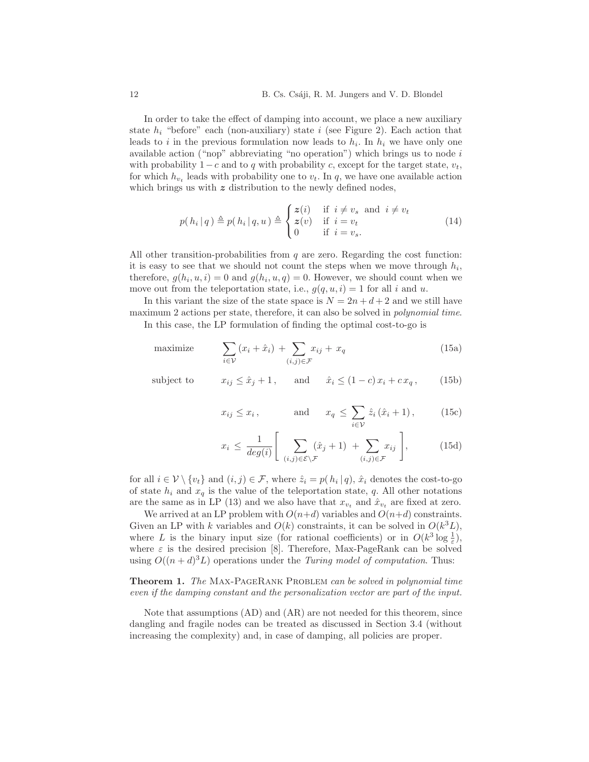In order to take the effect of damping into account, we place a new auxiliary state $h_i$ "before" each (non-auxiliary) state $i$ (see Figure 2). Each action that leads to $i$ in the previous formulation now leads to $h_i$. In $h_i$ we have only one available action ("nop" abbreviating "no operation") which brings us to node $i$ with probability $1-c$ and to $q$ with probability $c$, except for the target state, $v_t$, for which $h_{v_t}$ leads with probability one to $v_t$. In $q$, we have one available action which brings us with $\boldsymbol{z}$ distribution to the newly defined nodes,

$$p(\, h_i \,|\, q\,) \triangleq p(\, h_i \,|\, q, u\,) \triangleq \begin{cases} \boldsymbol{z}(i) & \text{if } \ i \neq v_s \ \text{ and } \ i \neq v_t \\ \boldsymbol{z}(v) & \text{if } \ i = v_t \\ 0 & \text{if } \ i = v_s. \end{cases} \tag{14}$$

All other transition-probabilities from $q$ are zero. Regarding the cost function: it is easy to see that we should not count the steps when we move through $h_i$, therefore, $g(h_i, u, i) = 0$ and $g(h_i, u, q) = 0$. However, we should count when we move out from the teleportation state, i.e., $g(q, u, i) = 1$ for all $i$ and $u$.

In this variant the size of the state space is $N = 2n + d + 2$ and we still have maximum 2 actions per state, therefore, it can also be solved in *polynomial time*.

In this case, the LP formulation of finding the optimal cost-to-go is

$$\text{maximize} \qquad \sum_{i \in \mathcal{V}} (x_i + \hat{x}_i) \,+\, \sum_{(i,j) \in \mathcal{F}} x_{ij} \,+\, x_q \tag{15a}$$

$$\text{subject to} \qquad x_{ij} \leq \hat{x}_j + 1\,, \qquad \text{and} \qquad \hat{x}_i \leq (1-c)\, x_i + c\, x_q\,, \tag{15b}$$

$$x_{ij} \leq x_i\,, \qquad \text{and} \qquad x_q \,\leq\, \sum_{i \in \mathcal{V}} \hat{z}_i\, (\hat{x}_i + 1)\,, \tag{15c}$$

$$x_i \,\leq\, \frac{1}{deg(i)} \Bigg[ \sum_{(i,j) \in \mathcal{E} \setminus \mathcal{F}} (\hat{x}_j + 1) \,+\, \sum_{(i,j) \in \mathcal{F}} x_{ij} \Bigg], \tag{15d}$$

for all $i \in \mathcal{V} \setminus \{v_t\}$ and $(i,j) \in \mathcal{F}$, where $\hat{z}_i = p(\, h_i \,|\, q)$, $\hat{x}_i$ denotes the cost-to-go of state $h_i$ and $x_q$ is the value of the teleportation state, $q$. All other notations are the same as in LP (13) and we also have that $x_{v_t}$ and $\hat{x}_{v_t}$ are fixed at zero.

We arrived at an LP problem with $O(n+d)$ variables and $O(n+d)$ constraints. Given an LP with $k$ variables and $O(k)$ constraints, it can be solved in $O(k^3 L)$, where $L$ is the binary input size (for rational coefficients) or in $O(k^3 \log \frac{1}{\varepsilon})$, where $\varepsilon$ is the desired precision [8]. Therefore, Max-PageRank can be solved using $O((n+d)^3 L)$ operations under the *Turing model of computation*. Thus:

**Theorem 1.** *The* Max-PageRank Problem *can be solved in polynomial time even if the damping constant and the personalization vector are part of the input.*

Note that assumptions (AD) and (AR) are not needed for this theorem, since dangling and fragile nodes can be treated as discussed in Section 3.4 (without increasing the complexity) and, in case of damping, all policies are proper.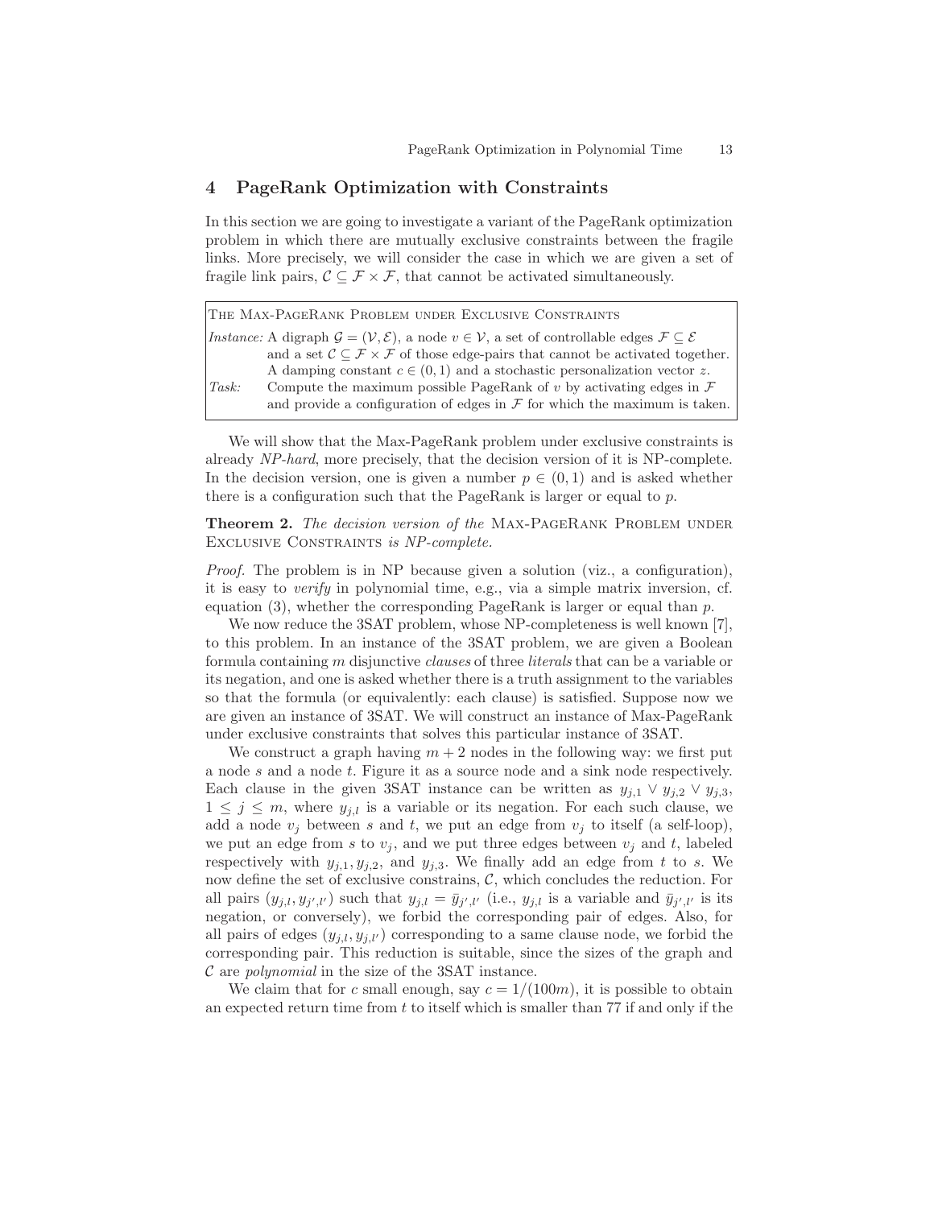## 4 PageRank Optimization with Constraints

In this section we are going to investigate a variant of the PageRank optimization problem in which there are mutually exclusive constraints between the fragile links. More precisely, we will consider the case in which we are given a set of fragile link pairs, $\mathcal{C} \subseteq \mathcal{F} \times \mathcal{F}$, that cannot be activated simultaneously.

> THE MAX-PAGERANK PROBLEM UNDER EXCLUSIVE CONSTRAINTS
>
> *Instance:* A digraph $\mathcal{G} = (\mathcal{V}, \mathcal{E})$, a node $v \in \mathcal{V}$, a set of controllable edges $\mathcal{F} \subseteq \mathcal{E}$ and a set $\mathcal{C} \subseteq \mathcal{F} \times \mathcal{F}$ of those edge-pairs that cannot be activated together. A damping constant $c \in (0, 1)$ and a stochastic personalization vector $z$.
>
> *Task:* Compute the maximum possible PageRank of $v$ by activating edges in $\mathcal{F}$ and provide a configuration of edges in $\mathcal{F}$ for which the maximum is taken.

We will show that the Max-PageRank problem under exclusive constraints is already *NP-hard*, more precisely, that the decision version of it is NP-complete. In the decision version, one is given a number $p \in (0, 1)$ and is asked whether there is a configuration such that the PageRank is larger or equal to $p$.

**Theorem 2.** *The decision version of the* MAX-PAGERANK PROBLEM UNDER EXCLUSIVE CONSTRAINTS *is NP-complete.*

*Proof.* The problem is in NP because given a solution (viz., a configuration), it is easy to *verify* in polynomial time, e.g., via a simple matrix inversion, cf. equation (3), whether the corresponding PageRank is larger or equal than $p$.

We now reduce the 3SAT problem, whose NP-completeness is well known [7], to this problem. In an instance of the 3SAT problem, we are given a Boolean formula containing $m$ disjunctive *clauses* of three *literals* that can be a variable or its negation, and one is asked whether there is a truth assignment to the variables so that the formula (or equivalently: each clause) is satisfied. Suppose now we are given an instance of 3SAT. We will construct an instance of Max-PageRank under exclusive constraints that solves this particular instance of 3SAT.

We construct a graph having $m + 2$ nodes in the following way: we first put a node $s$ and a node $t$. Figure it as a source node and a sink node respectively. Each clause in the given 3SAT instance can be written as $y_{j,1} \vee y_{j,2} \vee y_{j,3}$, $1 \leq j \leq m$, where $y_{j,l}$ is a variable or its negation. For each such clause, we add a node $v_j$ between $s$ and $t$, we put an edge from $v_j$ to itself (a self-loop), we put an edge from $s$ to $v_j$, and we put three edges between $v_j$ and $t$, labeled respectively with $y_{j,1}, y_{j,2}$, and $y_{j,3}$. We finally add an edge from $t$ to $s$. We now define the set of exclusive constrains, $\mathcal{C}$, which concludes the reduction. For all pairs $(y_{j,l}, y_{j',l'})$ such that $y_{j,l} = \bar{y}_{j',l'}$ (i.e., $y_{j,l}$ is a variable and $\bar{y}_{j',l'}$ is its negation, or conversely), we forbid the corresponding pair of edges. Also, for all pairs of edges $(y_{j,l}, y_{j,l'})$ corresponding to a same clause node, we forbid the corresponding pair. This reduction is suitable, since the sizes of the graph and $\mathcal{C}$ are *polynomial* in the size of the 3SAT instance.

We claim that for $c$ small enough, say $c = 1/(100m)$, it is possible to obtain an expected return time from $t$ to itself which is smaller than 77 if and only if the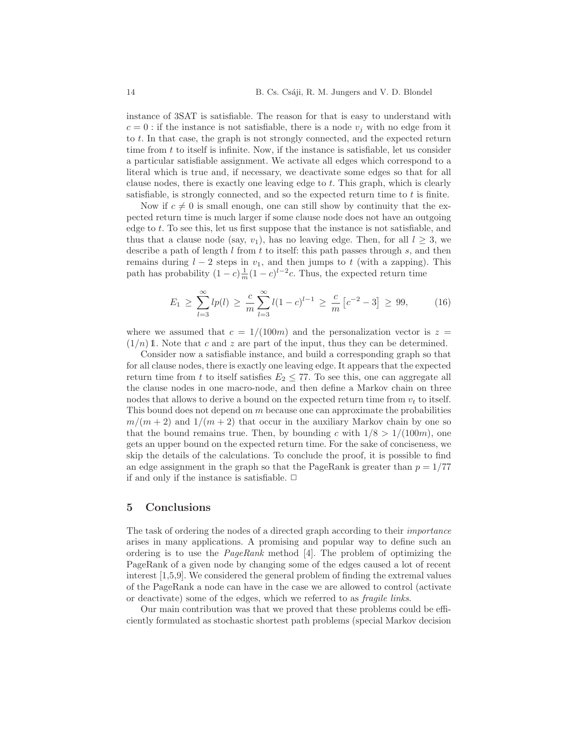instance of 3SAT is satisfiable. The reason for that is easy to understand with $c = 0$ : if the instance is not satisfiable, there is a node $v_j$ with no edge from it to $t$. In that case, the graph is not strongly connected, and the expected return time from $t$ to itself is infinite. Now, if the instance is satisfiable, let us consider a particular satisfiable assignment. We activate all edges which correspond to a literal which is true and, if necessary, we deactivate some edges so that for all clause nodes, there is exactly one leaving edge to $t$. This graph, which is clearly satisfiable, is strongly connected, and so the expected return time to $t$ is finite.

Now if $c \neq 0$ is small enough, one can still show by continuity that the expected return time is much larger if some clause node does not have an outgoing edge to $t$. To see this, let us first suppose that the instance is not satisfiable, and thus that a clause node (say, $v_1$), has no leaving edge. Then, for all $l \geq 3$, we describe a path of length $l$ from $t$ to itself: this path passes through $s$, and then remains during $l - 2$ steps in $v_1$, and then jumps to $t$ (with a zapping). This path has probability $(1-c)\frac{1}{m}(1-c)^{l-2}c$. Thus, the expected return time

$$E_1 \;\geq\; \sum_{l=3}^{\infty} l p(l) \;\geq\; \frac{c}{m} \sum_{l=3}^{\infty} l(1-c)^{l-1} \;\geq\; \frac{c}{m}\left[c^{-2} - 3\right] \;\geq\; 99, \qquad (16)$$

where we assumed that $c = 1/(100m)$ and the personalization vector is $z = (1/n)\,\mathbb{1}$. Note that $c$ and $z$ are part of the input, thus they can be determined.

Consider now a satisfiable instance, and build a corresponding graph so that for all clause nodes, there is exactly one leaving edge. It appears that the expected return time from $t$ to itself satisfies $E_2 \leq 77$. To see this, one can aggregate all the clause nodes in one macro-node, and then define a Markov chain on three nodes that allows to derive a bound on the expected return time from $v_t$ to itself. This bound does not depend on $m$ because one can approximate the probabilities $m/(m+2)$ and $1/(m+2)$ that occur in the auxiliary Markov chain by one so that the bound remains true. Then, by bounding $c$ with $1/8 > 1/(100m)$, one gets an upper bound on the expected return time. For the sake of conciseness, we skip the details of the calculations. To conclude the proof, it is possible to find an edge assignment in the graph so that the PageRank is greater than $p = 1/77$ if and only if the instance is satisfiable. □

## 5 Conclusions

The task of ordering the nodes of a directed graph according to their *importance* arises in many applications. A promising and popular way to define such an ordering is to use the *PageRank* method [4]. The problem of optimizing the PageRank of a given node by changing some of the edges caused a lot of recent interest [1,5,9]. We considered the general problem of finding the extremal values of the PageRank a node can have in the case we are allowed to control (activate or deactivate) some of the edges, which we referred to as *fragile links*.

Our main contribution was that we proved that these problems could be efficiently formulated as stochastic shortest path problems (special Markov decision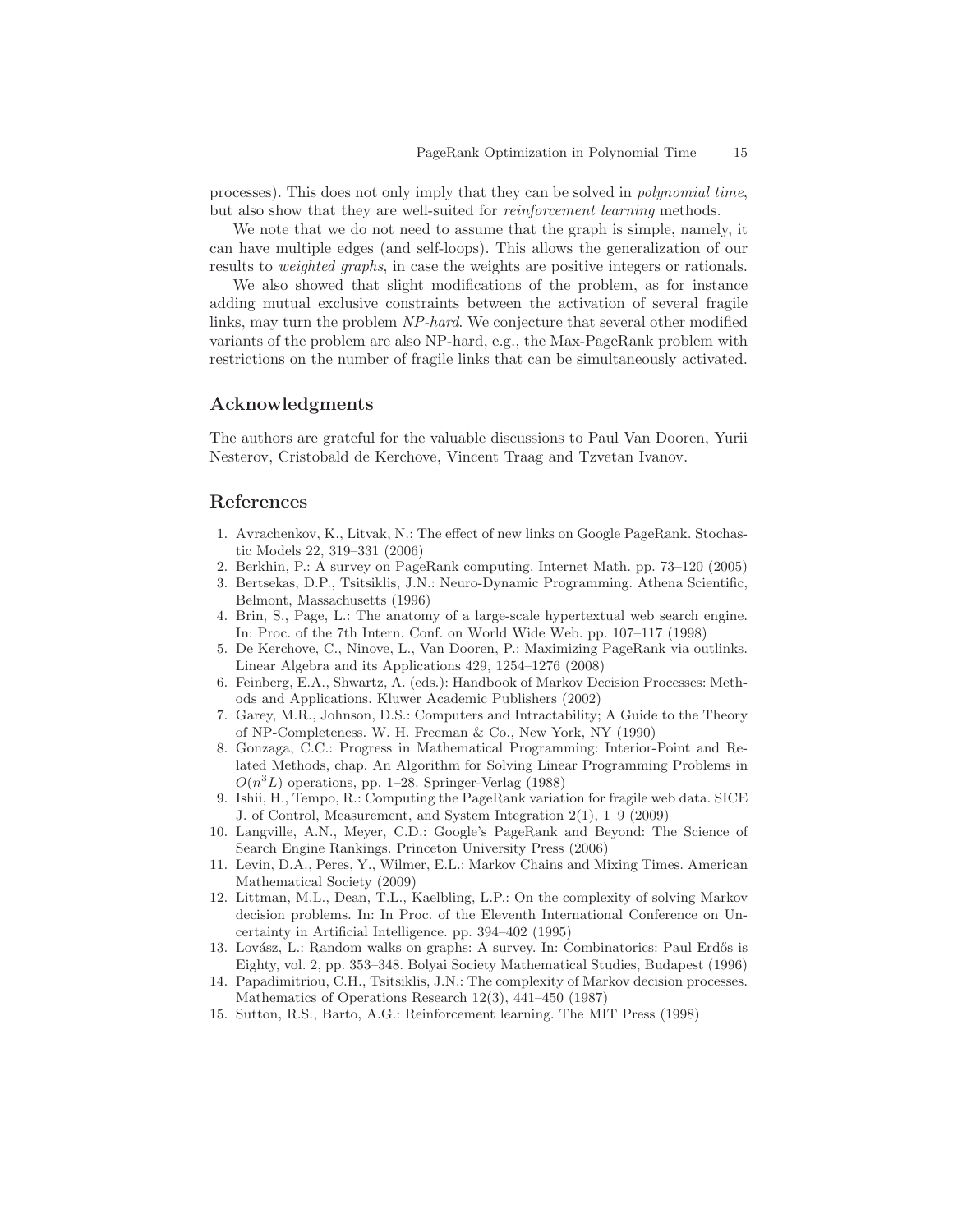processes). This does not only imply that they can be solved in *polynomial time*, but also show that they are well-suited for *reinforcement learning* methods.

We note that we do not need to assume that the graph is simple, namely, it can have multiple edges (and self-loops). This allows the generalization of our results to *weighted graphs*, in case the weights are positive integers or rationals.

We also showed that slight modifications of the problem, as for instance adding mutual exclusive constraints between the activation of several fragile links, may turn the problem *NP-hard*. We conjecture that several other modified variants of the problem are also NP-hard, e.g., the Max-PageRank problem with restrictions on the number of fragile links that can be simultaneously activated.

## Acknowledgments

The authors are grateful for the valuable discussions to Paul Van Dooren, Yurii Nesterov, Cristobald de Kerchove, Vincent Traag and Tzvetan Ivanov.

## References

1. Avrachenkov, K., Litvak, N.: The effect of new links on Google PageRank. Stochastic Models 22, 319–331 (2006)
2. Berkhin, P.: A survey on PageRank computing. Internet Math. pp. 73–120 (2005)
3. Bertsekas, D.P., Tsitsiklis, J.N.: Neuro-Dynamic Programming. Athena Scientific, Belmont, Massachusetts (1996)
4. Brin, S., Page, L.: The anatomy of a large-scale hypertextual web search engine. In: Proc. of the 7th Intern. Conf. on World Wide Web. pp. 107–117 (1998)
5. De Kerchove, C., Ninove, L., Van Dooren, P.: Maximizing PageRank via outlinks. Linear Algebra and its Applications 429, 1254–1276 (2008)
6. Feinberg, E.A., Shwartz, A. (eds.): Handbook of Markov Decision Processes: Methods and Applications. Kluwer Academic Publishers (2002)
7. Garey, M.R., Johnson, D.S.: Computers and Intractability; A Guide to the Theory of NP-Completeness. W. H. Freeman & Co., New York, NY (1990)
8. Gonzaga, C.C.: Progress in Mathematical Programming: Interior-Point and Related Methods, chap. An Algorithm for Solving Linear Programming Problems in $O(n^3 L)$ operations, pp. 1–28. Springer-Verlag (1988)
9. Ishii, H., Tempo, R.: Computing the PageRank variation for fragile web data. SICE J. of Control, Measurement, and System Integration 2(1), 1–9 (2009)
10. Langville, A.N., Meyer, C.D.: Google's PageRank and Beyond: The Science of Search Engine Rankings. Princeton University Press (2006)
11. Levin, D.A., Peres, Y., Wilmer, E.L.: Markov Chains and Mixing Times. American Mathematical Society (2009)
12. Littman, M.L., Dean, T.L., Kaelbling, L.P.: On the complexity of solving Markov decision problems. In: In Proc. of the Eleventh International Conference on Uncertainty in Artificial Intelligence. pp. 394–402 (1995)
13. Lovász, L.: Random walks on graphs: A survey. In: Combinatorics: Paul Erdős is Eighty, vol. 2, pp. 353–348. Bolyai Society Mathematical Studies, Budapest (1996)
14. Papadimitriou, C.H., Tsitsiklis, J.N.: The complexity of Markov decision processes. Mathematics of Operations Research 12(3), 441–450 (1987)
15. Sutton, R.S., Barto, A.G.: Reinforcement learning. The MIT Press (1998)